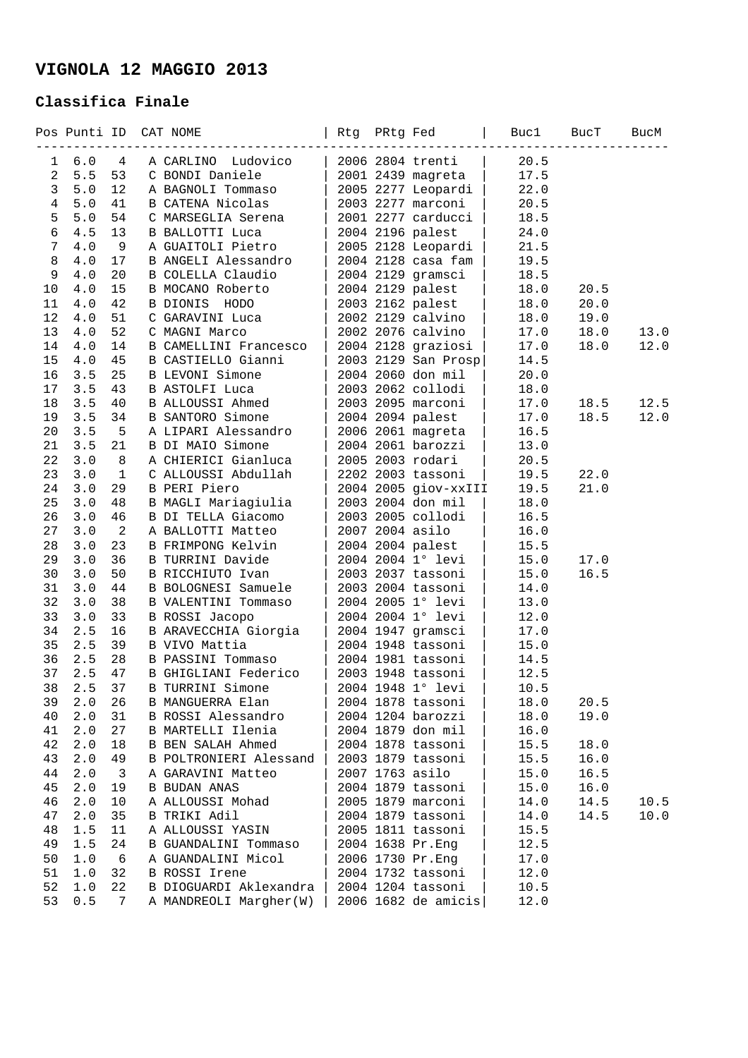# VIGNOLA 12 MAGGIO 2013

## Classifica Finale

| Pos | Punti | ID | CAT | NOME | Rtg | PRtg | Fed | Buc1 | BucT | BucM |
|---|---|---|---|---|---|---|---|---|---|---|
| 1 | 6.0 | 4 | A | CARLINO Ludovico | 2006 | 2804 | trenti | 20.5 | | |
| 2 | 5.5 | 53 | C | BONDI Daniele | 2001 | 2439 | magreta | 17.5 | | |
| 3 | 5.0 | 12 | A | BAGNOLI Tommaso | 2005 | 2277 | Leopardi | 22.0 | | |
| 4 | 5.0 | 41 | B | CATENA Nicolas | 2003 | 2277 | marconi | 20.5 | | |
| 5 | 5.0 | 54 | C | MARSEGLIA Serena | 2001 | 2277 | carducci | 18.5 | | |
| 6 | 4.5 | 13 | B | BALLOTTI Luca | 2004 | 2196 | palest | 24.0 | | |
| 7 | 4.0 | 9 | A | GUAITOLI Pietro | 2005 | 2128 | Leopardi | 21.5 | | |
| 8 | 4.0 | 17 | B | ANGELI Alessandro | 2004 | 2128 | casa fam | 19.5 | | |
| 9 | 4.0 | 20 | B | COLELLA Claudio | 2004 | 2129 | gramsci | 18.5 | | |
| 10 | 4.0 | 15 | B | MOCANO Roberto | 2004 | 2129 | palest | 18.0 | 20.5 | |
| 11 | 4.0 | 42 | B | DIONIS HODO | 2003 | 2162 | palest | 18.0 | 20.0 | |
| 12 | 4.0 | 51 | C | GARAVINI Luca | 2002 | 2129 | calvino | 18.0 | 19.0 | |
| 13 | 4.0 | 52 | C | MAGNI Marco | 2002 | 2076 | calvino | 17.0 | 18.0 | 13.0 |
| 14 | 4.0 | 14 | B | CAMELLINI Francesco | 2004 | 2128 | graziosi | 17.0 | 18.0 | 12.0 |
| 15 | 4.0 | 45 | B | CASTIELLO Gianni | 2003 | 2129 | San Prosp | 14.5 | | |
| 16 | 3.5 | 25 | B | LEVONI Simone | 2004 | 2060 | don mil | 20.0 | | |
| 17 | 3.5 | 43 | B | ASTOLFI Luca | 2003 | 2062 | collodi | 18.0 | | |
| 18 | 3.5 | 40 | B | ALLOUSSI Ahmed | 2003 | 2095 | marconi | 17.0 | 18.5 | 12.5 |
| 19 | 3.5 | 34 | B | SANTORO Simone | 2004 | 2094 | palest | 17.0 | 18.5 | 12.0 |
| 20 | 3.5 | 5 | A | LIPARI Alessandro | 2006 | 2061 | magreta | 16.5 | | |
| 21 | 3.5 | 21 | B | DI MAIO Simone | 2004 | 2061 | barozzi | 13.0 | | |
| 22 | 3.0 | 8 | A | CHIERICI Gianluca | 2005 | 2003 | rodari | 20.5 | | |
| 23 | 3.0 | 1 | C | ALLOUSSI Abdullah | 2202 | 2003 | tassoni | 19.5 | 22.0 | |
| 24 | 3.0 | 29 | B | PERI Piero | 2004 | 2005 | giov-xxIII | 19.5 | 21.0 | |
| 25 | 3.0 | 48 | B | MAGLI Mariagiulia | 2003 | 2004 | don mil | 18.0 | | |
| 26 | 3.0 | 46 | B | DI TELLA Giacomo | 2003 | 2005 | collodi | 16.5 | | |
| 27 | 3.0 | 2 | A | BALLOTTI Matteo | 2007 | 2004 | asilo | 16.0 | | |
| 28 | 3.0 | 23 | B | FRIMPONG Kelvin | 2004 | 2004 | palest | 15.5 | | |
| 29 | 3.0 | 36 | B | TURRINI Davide | 2004 | 2004 | 1° levi | 15.0 | 17.0 | |
| 30 | 3.0 | 50 | B | RICCHIUTO Ivan | 2003 | 2037 | tassoni | 15.0 | 16.5 | |
| 31 | 3.0 | 44 | B | BOLOGNESI Samuele | 2003 | 2004 | tassoni | 14.0 | | |
| 32 | 3.0 | 38 | B | VALENTINI Tommaso | 2004 | 2005 | 1° levi | 13.0 | | |
| 33 | 3.0 | 33 | B | ROSSI Jacopo | 2004 | 2004 | 1° levi | 12.0 | | |
| 34 | 2.5 | 16 | B | ARAVECCHIA Giorgia | 2004 | 1947 | gramsci | 17.0 | | |
| 35 | 2.5 | 39 | B | VIVO Mattia | 2004 | 1948 | tassoni | 15.0 | | |
| 36 | 2.5 | 28 | B | PASSINI Tommaso | 2004 | 1981 | tassoni | 14.5 | | |
| 37 | 2.5 | 47 | B | GHIGLIANI Federico | 2003 | 1948 | tassoni | 12.5 | | |
| 38 | 2.5 | 37 | B | TURRINI Simone | 2004 | 1948 | 1° levi | 10.5 | | |
| 39 | 2.0 | 26 | B | MANGUERRA Elan | 2004 | 1878 | tassoni | 18.0 | 20.5 | |
| 40 | 2.0 | 31 | B | ROSSI Alessandro | 2004 | 1204 | barozzi | 18.0 | 19.0 | |
| 41 | 2.0 | 27 | B | MARTELLI Ilenia | 2004 | 1879 | don mil | 16.0 | | |
| 42 | 2.0 | 18 | B | BEN SALAH Ahmed | 2004 | 1878 | tassoni | 15.5 | 18.0 | |
| 43 | 2.0 | 49 | B | POLTRONIERI Alessand | 2003 | 1879 | tassoni | 15.5 | 16.0 | |
| 44 | 2.0 | 3 | A | GARAVINI Matteo | 2007 | 1763 | asilo | 15.0 | 16.5 | |
| 45 | 2.0 | 19 | B | BUDAN ANAS | 2004 | 1879 | tassoni | 15.0 | 16.0 | |
| 46 | 2.0 | 10 | A | ALLOUSSI Mohad | 2005 | 1879 | marconi | 14.0 | 14.5 | 10.5 |
| 47 | 2.0 | 35 | B | TRIKI Adil | 2004 | 1879 | tassoni | 14.0 | 14.5 | 10.0 |
| 48 | 1.5 | 11 | A | ALLOUSSI YASIN | 2005 | 1811 | tassoni | 15.5 | | |
| 49 | 1.5 | 24 | B | GUANDALINI Tommaso | 2004 | 1638 | Pr.Eng | 12.5 | | |
| 50 | 1.0 | 6 | A | GUANDALINI Micol | 2006 | 1730 | Pr.Eng | 17.0 | | |
| 51 | 1.0 | 32 | B | ROSSI Irene | 2004 | 1732 | tassoni | 12.0 | | |
| 52 | 1.0 | 22 | B | DIOGUARDI Aklexandra | 2004 | 1204 | tassoni | 10.5 | | |
| 53 | 0.5 | 7 | A | MANDREOLI Margher(W) | 2006 | 1682 | de amicis | 12.0 | | |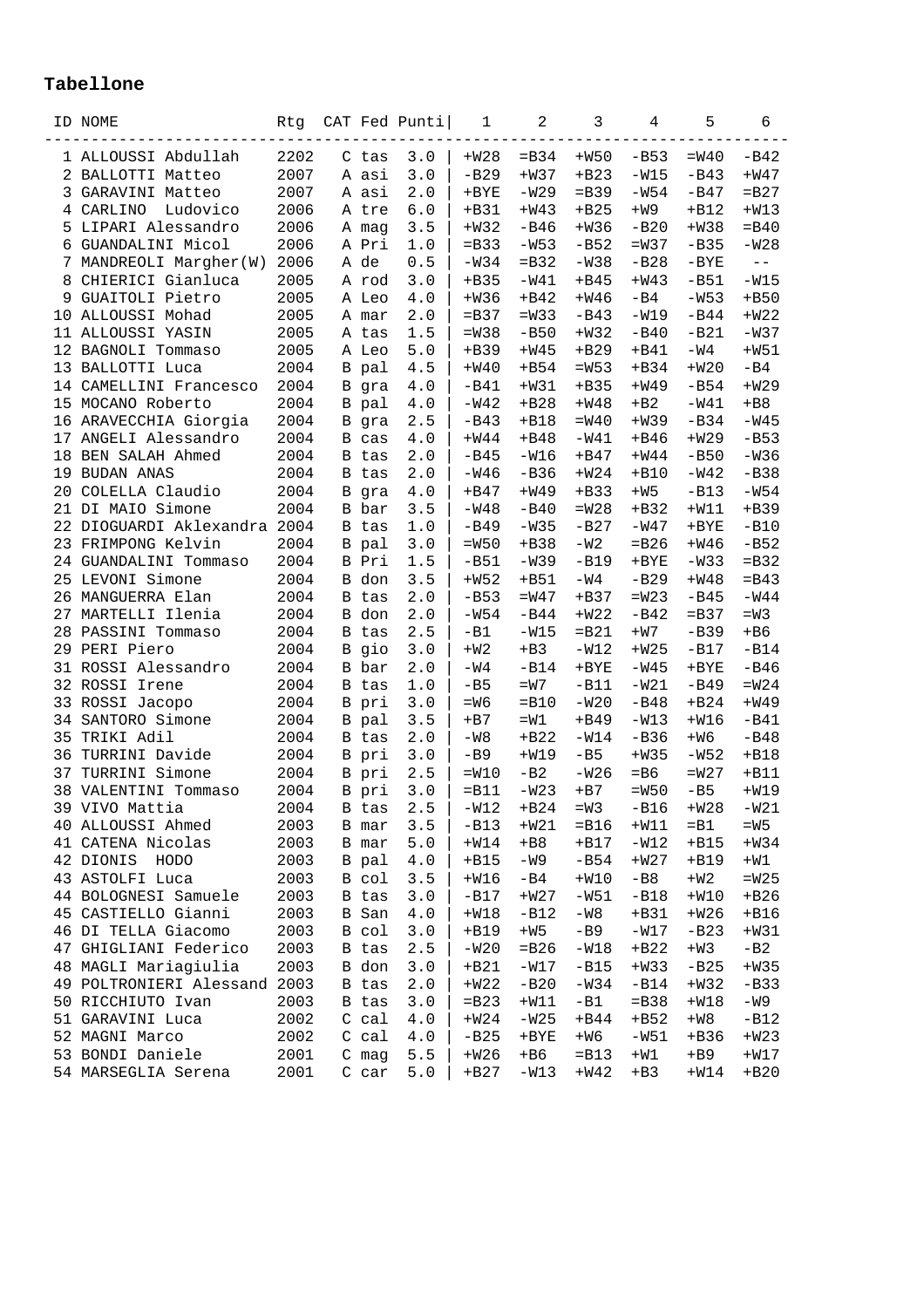**Tabellone**

| ID | NOME | Rtg | CAT | Fed | Punti | 1 | 2 | 3 | 4 | 5 | 6 |
|---|---|---|---|---|---|---|---|---|---|---|---|
| 1 | ALLOUSSI Abdullah | 2202 | C | tas | 3.0 | +W28 | =B34 | +W50 | -B53 | =W40 | -B42 |
| 2 | BALLOTTI Matteo | 2007 | A | asi | 3.0 | -B29 | +W37 | +B23 | -W15 | -B43 | +W47 |
| 3 | GARAVINI Matteo | 2007 | A | asi | 2.0 | +BYE | -W29 | =B39 | -W54 | -B47 | =B27 |
| 4 | CARLINO  Ludovico | 2006 | A | tre | 6.0 | +B31 | +W43 | +B25 | +W9 | +B12 | +W13 |
| 5 | LIPARI Alessandro | 2006 | A | mag | 3.5 | +W32 | -B46 | +W36 | -B20 | +W38 | =B40 |
| 6 | GUANDALINI Micol | 2006 | A | Pri | 1.0 | =B33 | -W53 | -B52 | =W37 | -B35 | -W28 |
| 7 | MANDREOLI Margher(W) | 2006 | A | de | 0.5 | -W34 | =B32 | -W38 | -B28 | -BYE | -- |
| 8 | CHIERICI Gianluca | 2005 | A | rod | 3.0 | +B35 | -W41 | +B45 | +W43 | -B51 | -W15 |
| 9 | GUAITOLI Pietro | 2005 | A | Leo | 4.0 | +W36 | +B42 | +W46 | -B4 | -W53 | +B50 |
| 10 | ALLOUSSI Mohad | 2005 | A | mar | 2.0 | =B37 | =W33 | -B43 | -W19 | -B44 | +W22 |
| 11 | ALLOUSSI YASIN | 2005 | A | tas | 1.5 | =W38 | -B50 | +W32 | -B40 | -B21 | -W37 |
| 12 | BAGNOLI Tommaso | 2005 | A | Leo | 5.0 | +B39 | +W45 | +B29 | +B41 | -W4 | +W51 |
| 13 | BALLOTTI Luca | 2004 | B | pal | 4.5 | +W40 | +B54 | =W53 | +B34 | +W20 | -B4 |
| 14 | CAMELLINI Francesco | 2004 | B | gra | 4.0 | -B41 | +W31 | +B35 | +W49 | -B54 | +W29 |
| 15 | MOCANO Roberto | 2004 | B | pal | 4.0 | -W42 | +B28 | +W48 | +B2 | -W41 | +B8 |
| 16 | ARAVECCHIA Giorgia | 2004 | B | gra | 2.5 | -B43 | +B18 | =W40 | +W39 | -B34 | -W45 |
| 17 | ANGELI Alessandro | 2004 | B | cas | 4.0 | +W44 | +B48 | -W41 | +B46 | +W29 | -B53 |
| 18 | BEN SALAH Ahmed | 2004 | B | tas | 2.0 | -B45 | -W16 | +B47 | +W44 | -B50 | -W36 |
| 19 | BUDAN ANAS | 2004 | B | tas | 2.0 | -W46 | -B36 | +W24 | +B10 | -W42 | -B38 |
| 20 | COLELLA Claudio | 2004 | B | gra | 4.0 | +B47 | +W49 | +B33 | +W5 | -B13 | -W54 |
| 21 | DI MAIO Simone | 2004 | B | bar | 3.5 | -W48 | -B40 | =W28 | +B32 | +W11 | +B39 |
| 22 | DIOGUARDI Aklexandra | 2004 | B | tas | 1.0 | -B49 | -W35 | -B27 | -W47 | +BYE | -B10 |
| 23 | FRIMPONG Kelvin | 2004 | B | pal | 3.0 | =W50 | +B38 | -W2 | =B26 | +W46 | -B52 |
| 24 | GUANDALINI Tommaso | 2004 | B | Pri | 1.5 | -B51 | -W39 | -B19 | +BYE | -W33 | =B32 |
| 25 | LEVONI Simone | 2004 | B | don | 3.5 | +W52 | +B51 | -W4 | -B29 | +W48 | =B43 |
| 26 | MANGUERRA Elan | 2004 | B | tas | 2.0 | -B53 | =W47 | +B37 | =W23 | -B45 | -W44 |
| 27 | MARTELLI Ilenia | 2004 | B | don | 2.0 | -W54 | -B44 | +W22 | -B42 | =B37 | =W3 |
| 28 | PASSINI Tommaso | 2004 | B | tas | 2.5 | -B1 | -W15 | =B21 | +W7 | -B39 | +B6 |
| 29 | PERI Piero | 2004 | B | gio | 3.0 | +W2 | +B3 | -W12 | +W25 | -B17 | -B14 |
| 31 | ROSSI Alessandro | 2004 | B | bar | 2.0 | -W4 | -B14 | +BYE | -W45 | +BYE | -B46 |
| 32 | ROSSI Irene | 2004 | B | tas | 1.0 | -B5 | =W7 | -B11 | -W21 | -B49 | =W24 |
| 33 | ROSSI Jacopo | 2004 | B | pri | 3.0 | =W6 | =B10 | -W20 | -B48 | +B24 | +W49 |
| 34 | SANTORO Simone | 2004 | B | pal | 3.5 | +B7 | =W1 | +B49 | -W13 | +W16 | -B41 |
| 35 | TRIKI Adil | 2004 | B | tas | 2.0 | -W8 | +B22 | -W14 | -B36 | +W6 | -B48 |
| 36 | TURRINI Davide | 2004 | B | pri | 3.0 | -B9 | +W19 | -B5 | +W35 | -W52 | +B18 |
| 37 | TURRINI Simone | 2004 | B | pri | 2.5 | =W10 | -B2 | -W26 | =B6 | =W27 | +B11 |
| 38 | VALENTINI Tommaso | 2004 | B | pri | 3.0 | =B11 | -W23 | +B7 | =W50 | -B5 | +W19 |
| 39 | VIVO Mattia | 2004 | B | tas | 2.5 | -W12 | +B24 | =W3 | -B16 | +W28 | -W21 |
| 40 | ALLOUSSI Ahmed | 2003 | B | mar | 3.5 | -B13 | +W21 | =B16 | +W11 | =B1 | =W5 |
| 41 | CATENA Nicolas | 2003 | B | mar | 5.0 | +W14 | +B8 | +B17 | -W12 | +B15 | +W34 |
| 42 | DIONIS  HODO | 2003 | B | pal | 4.0 | +B15 | -W9 | -B54 | +W27 | +B19 | +W1 |
| 43 | ASTOLFI Luca | 2003 | B | col | 3.5 | +W16 | -B4 | +W10 | -B8 | +W2 | =W25 |
| 44 | BOLOGNESI Samuele | 2003 | B | tas | 3.0 | -B17 | +W27 | -W51 | -B18 | +W10 | +B26 |
| 45 | CASTIELLO Gianni | 2003 | B | San | 4.0 | +W18 | -B12 | -W8 | +B31 | +W26 | +B16 |
| 46 | DI TELLA Giacomo | 2003 | B | col | 3.0 | +B19 | +W5 | -B9 | -W17 | -B23 | +W31 |
| 47 | GHIGLIANI Federico | 2003 | B | tas | 2.5 | -W20 | =B26 | -W18 | +B22 | +W3 | -B2 |
| 48 | MAGLI Mariagiulia | 2003 | B | don | 3.0 | +B21 | -W17 | -B15 | +W33 | -B25 | +W35 |
| 49 | POLTRONIERI Alessand | 2003 | B | tas | 2.0 | +W22 | -B20 | -W34 | -B14 | +W32 | -B33 |
| 50 | RICCHIUTO Ivan | 2003 | B | tas | 3.0 | =B23 | +W11 | -B1 | =B38 | +W18 | -W9 |
| 51 | GARAVINI Luca | 2002 | C | cal | 4.0 | +W24 | -W25 | +B44 | +B52 | +W8 | -B12 |
| 52 | MAGNI Marco | 2002 | C | cal | 4.0 | -B25 | +BYE | +W6 | -W51 | +B36 | +W23 |
| 53 | BONDI Daniele | 2001 | C | mag | 5.5 | +W26 | +B6 | =B13 | +W1 | +B9 | +W17 |
| 54 | MARSEGLIA Serena | 2001 | C | car | 5.0 | +B27 | -W13 | +W42 | +B3 | +W14 | +B20 |